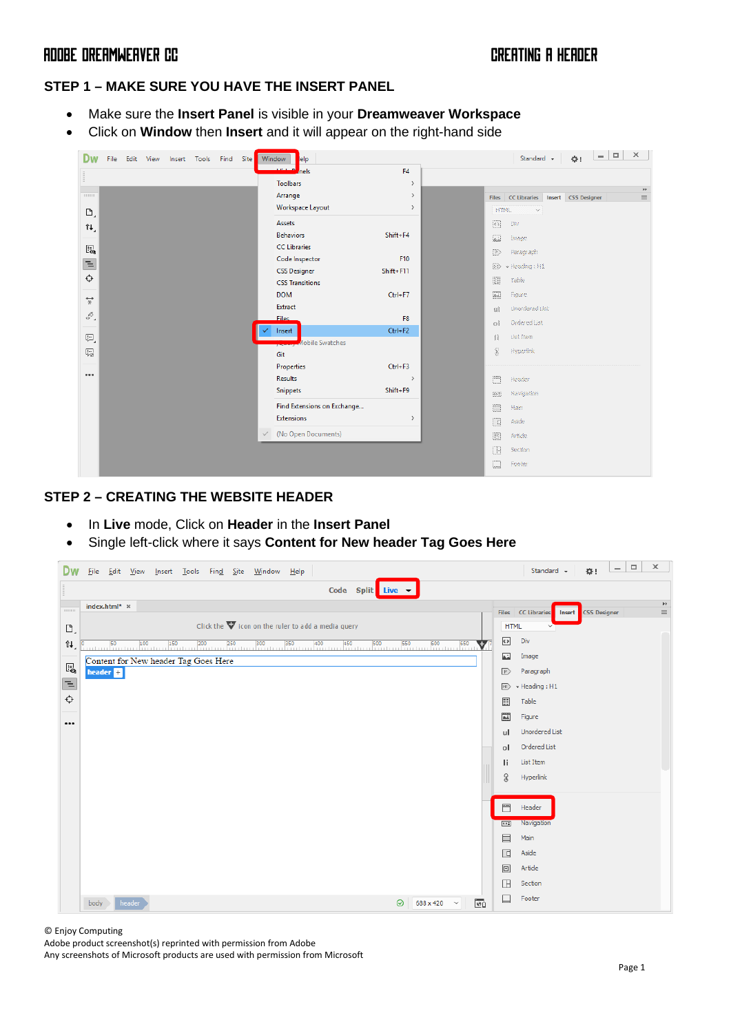## STEP 1 – MAKE SURE YOU HAVE THE INSERT PANEL

- Make sure the **Insert Panel** is visible in your **Dreamweaver Workspace**
- Click on **Window** then **Insert** and it will appear on the right-hand side

## STEP 2 – CREATING THE WEBSITE HEADER

- In **Live** mode, Click on **Header** in the **Insert Panel**
- Single left-click where it says **Content for New header Tag Goes Here**

© Enjoy Computing
Adobe product screenshot(s) reprinted with permission from Adobe
Any screenshots of Microsoft products are used with permission from Microsoft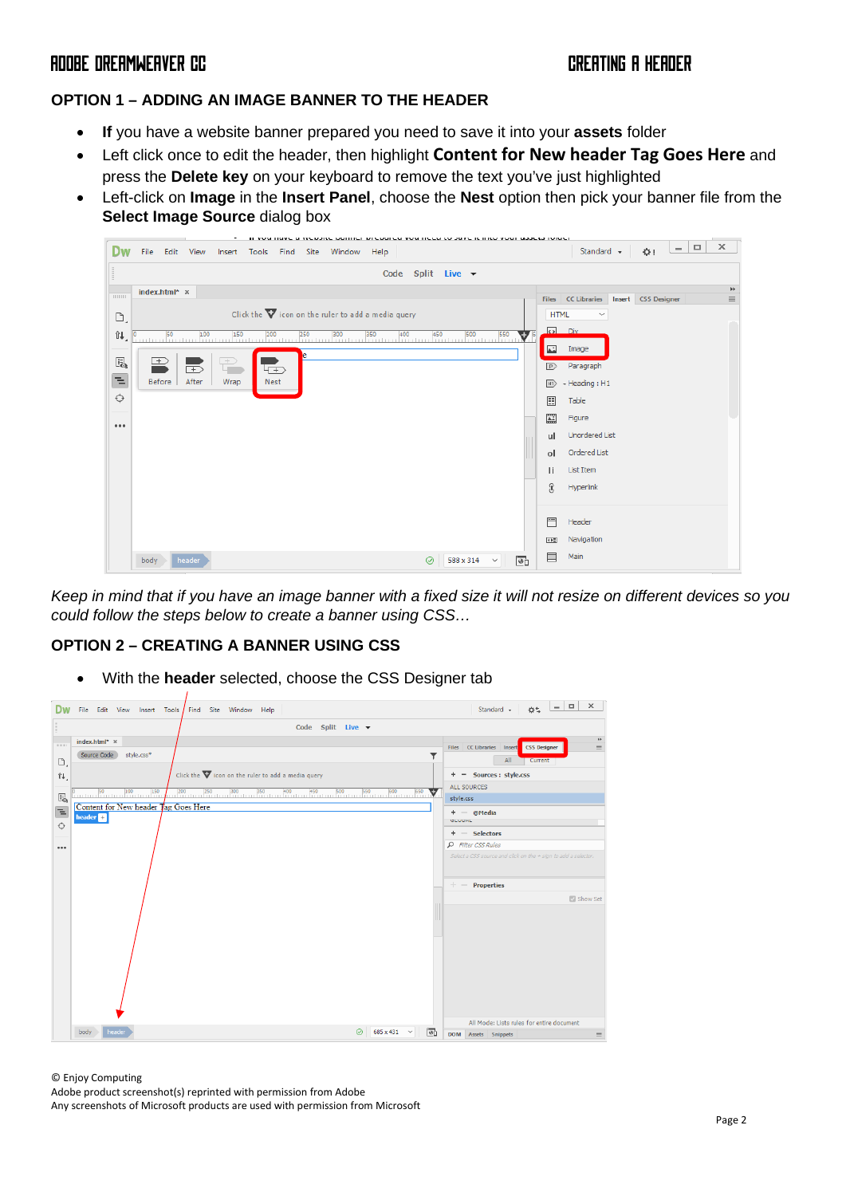## OPTION 1 – ADDING AN IMAGE BANNER TO THE HEADER

- **If** you have a website banner prepared you need to save it into your **assets** folder
- Left click once to edit the header, then highlight **Content for New header Tag Goes Here** and press the **Delete key** on your keyboard to remove the text you've just highlighted
- Left-click on **Image** in the **Insert Panel**, choose the **Nest** option then pick your banner file from the **Select Image Source** dialog box

*Keep in mind that if you have an image banner with a fixed size it will not resize on different devices so you could follow the steps below to create a banner using CSS…*

## OPTION 2 – CREATING A BANNER USING CSS

- With the **header** selected, choose the CSS Designer tab

© Enjoy Computing
Adobe product screenshot(s) reprinted with permission from Adobe
Any screenshots of Microsoft products are used with permission from Microsoft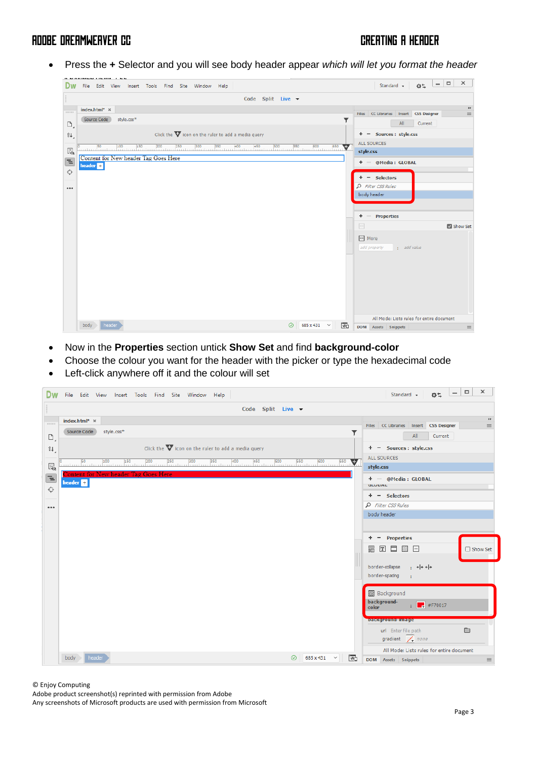- Press the **+** Selector and you will see body header appear *which will let you format the header*

- Now in the **Properties** section untick **Show Set** and find **background-color**
- Choose the colour you want for the header with the picker or type the hexadecimal code
- Left-click anywhere off it and the colour will set

© Enjoy Computing
Adobe product screenshot(s) reprinted with permission from Adobe
Any screenshots of Microsoft products are used with permission from Microsoft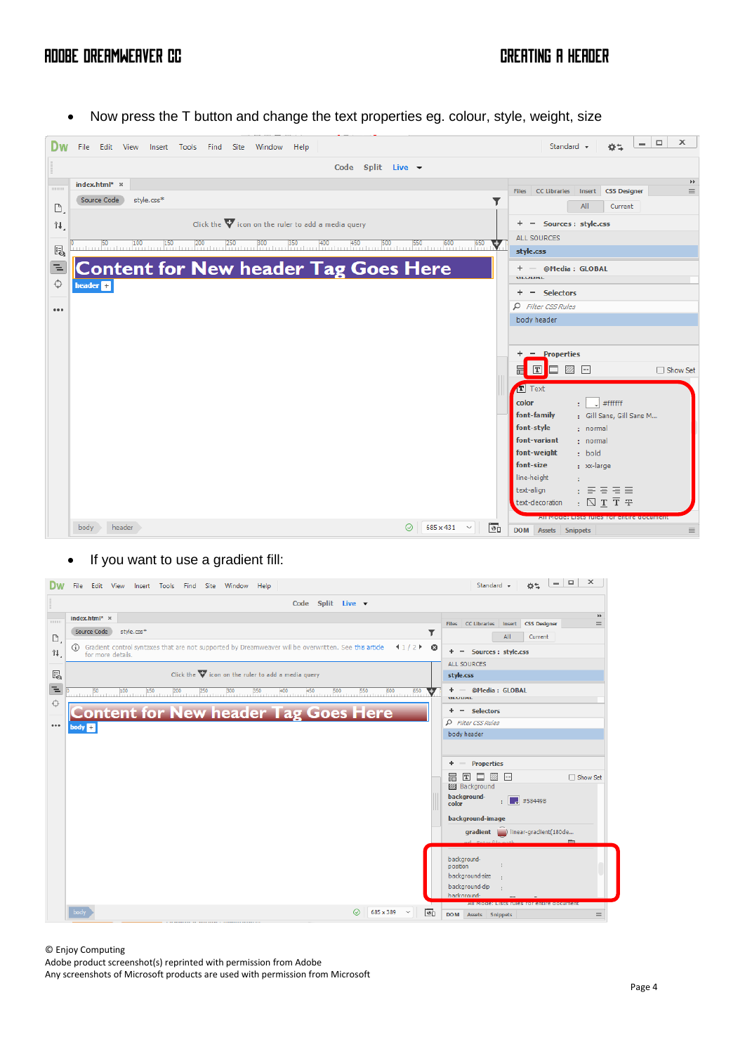- Now press the T button and change the text properties eg. colour, style, weight, size

- If you want to use a gradient fill:

© Enjoy Computing
Adobe product screenshot(s) reprinted with permission from Adobe
Any screenshots of Microsoft products are used with permission from Microsoft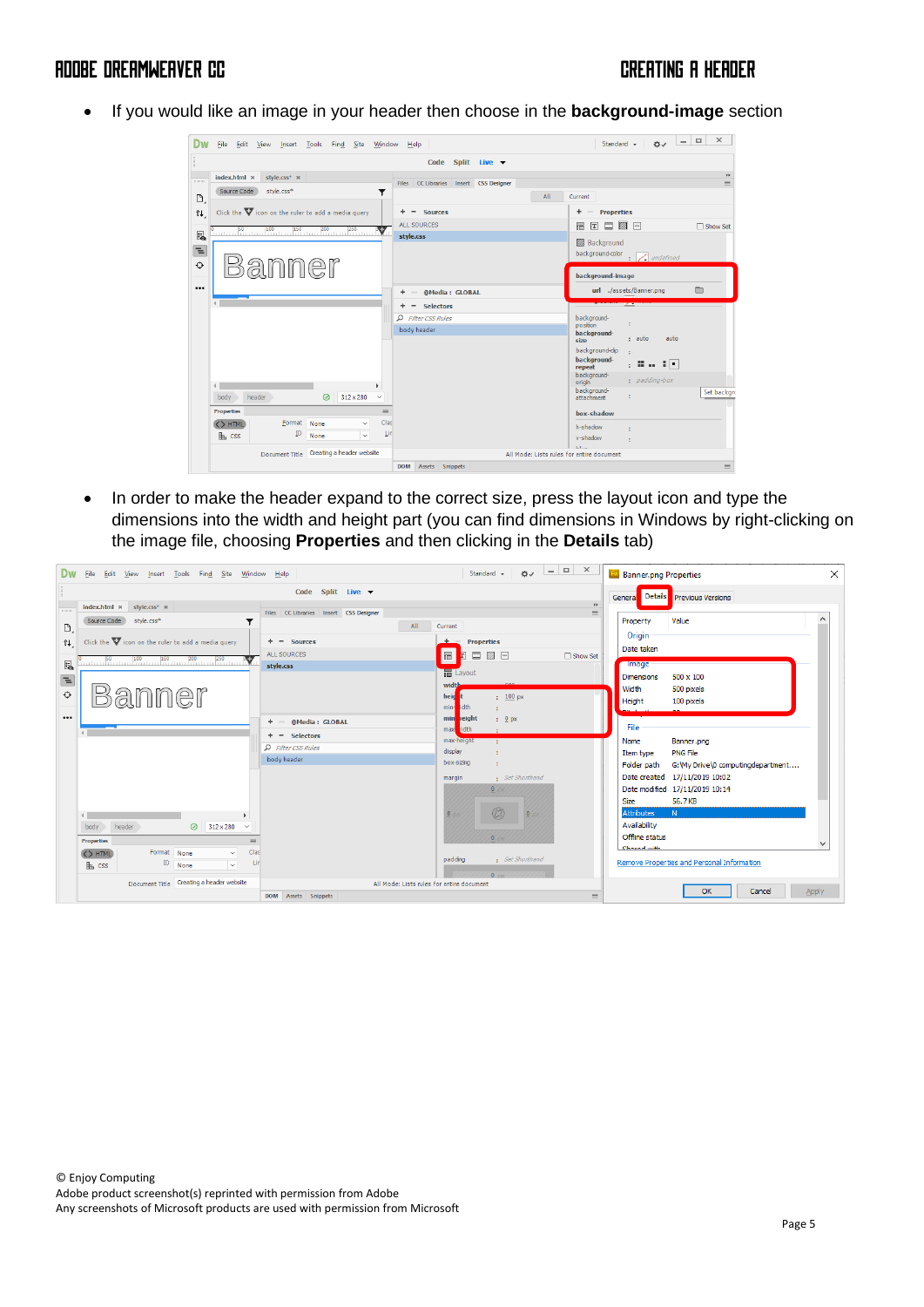- If you would like an image in your header then choose in the **background-image** section

- In order to make the header expand to the correct size, press the layout icon and type the dimensions into the width and height part (you can find dimensions in Windows by right-clicking on the image file, choosing **Properties** and then clicking in the **Details** tab)

© Enjoy Computing
Adobe product screenshot(s) reprinted with permission from Adobe
Any screenshots of Microsoft products are used with permission from Microsoft